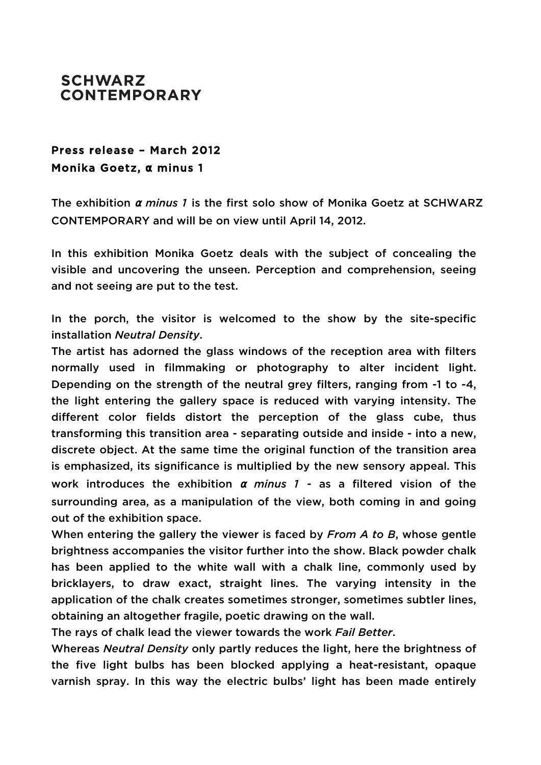# SCHWARZ CONTEMPORARY

**Press release – March 2012**
**Monika Goetz, α minus 1**

The exhibition ***α** minus 1* is the first solo show of Monika Goetz at SCHWARZ CONTEMPORARY and will be on view until April 14, 2012.

In this exhibition Monika Goetz deals with the subject of concealing the visible and uncovering the unseen. Perception and comprehension, seeing and not seeing are put to the test.

In the porch, the visitor is welcomed to the show by the site-specific installation *Neutral Density*.
The artist has adorned the glass windows of the reception area with filters normally used in filmmaking or photography to alter incident light. Depending on the strength of the neutral grey filters, ranging from -1 to -4, the light entering the gallery space is reduced with varying intensity. The different color fields distort the perception of the glass cube, thus transforming this transition area - separating outside and inside - into a new, discrete object. At the same time the original function of the transition area is emphasized, its significance is multiplied by the new sensory appeal. This work introduces the exhibition ***α** minus 1* - as a filtered vision of the surrounding area, as a manipulation of the view, both coming in and going out of the exhibition space.
When entering the gallery the viewer is faced by *From A to B*, whose gentle brightness accompanies the visitor further into the show. Black powder chalk has been applied to the white wall with a chalk line, commonly used by bricklayers, to draw exact, straight lines. The varying intensity in the application of the chalk creates sometimes stronger, sometimes subtler lines, obtaining an altogether fragile, poetic drawing on the wall.
The rays of chalk lead the viewer towards the work *Fail Better*.
Whereas *Neutral Density* only partly reduces the light, here the brightness of the five light bulbs has been blocked applying a heat-resistant, opaque varnish spray. In this way the electric bulbs' light has been made entirely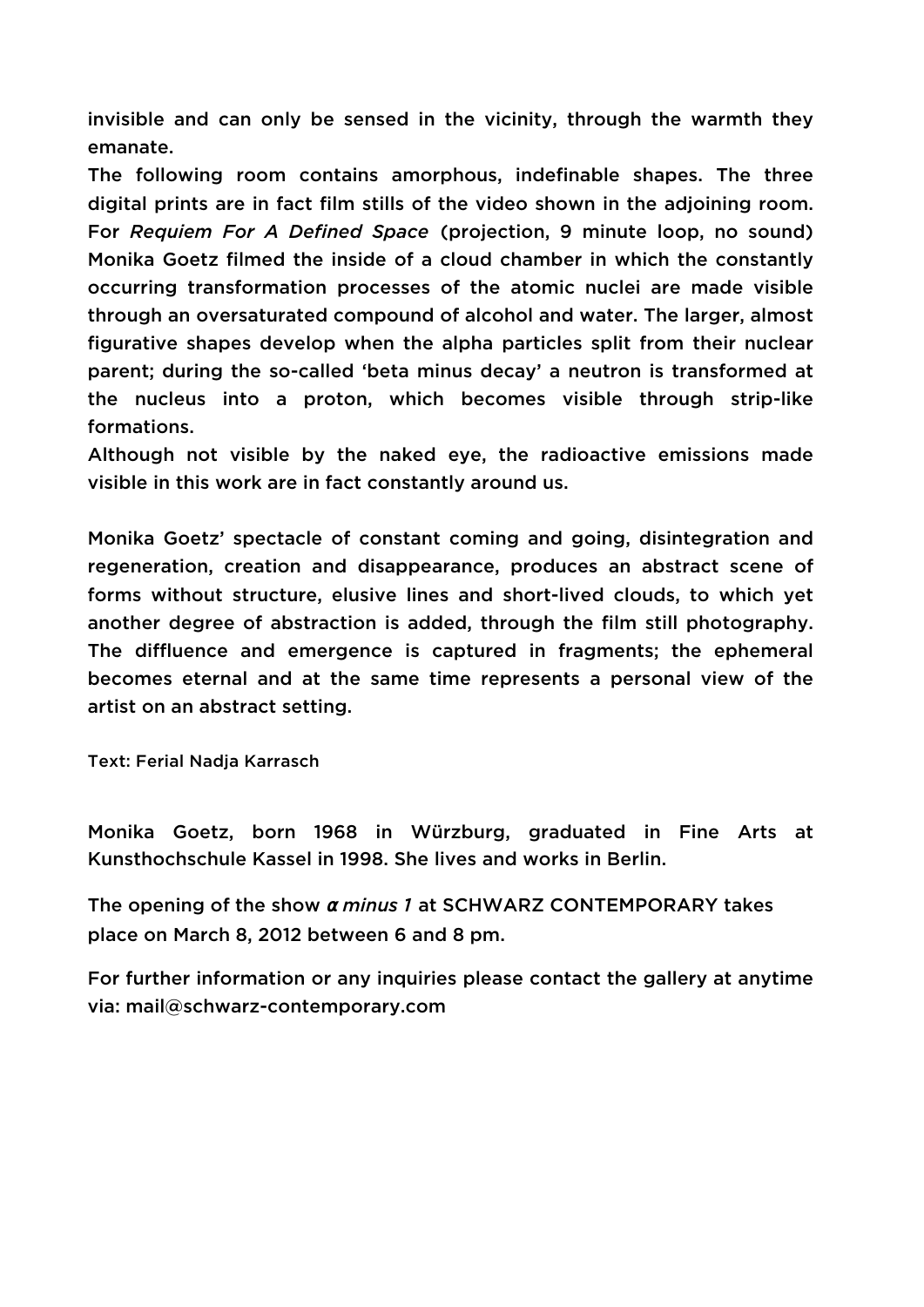invisible and can only be sensed in the vicinity, through the warmth they emanate.
The following room contains amorphous, indefinable shapes. The three digital prints are in fact film stills of the video shown in the adjoining room. For *Requiem For A Defined Space* (projection, 9 minute loop, no sound) Monika Goetz filmed the inside of a cloud chamber in which the constantly occurring transformation processes of the atomic nuclei are made visible through an oversaturated compound of alcohol and water. The larger, almost figurative shapes develop when the alpha particles split from their nuclear parent; during the so-called 'beta minus decay' a neutron is transformed at the nucleus into a proton, which becomes visible through strip-like formations.
Although not visible by the naked eye, the radioactive emissions made visible in this work are in fact constantly around us.

Monika Goetz' spectacle of constant coming and going, disintegration and regeneration, creation and disappearance, produces an abstract scene of forms without structure, elusive lines and short-lived clouds, to which yet another degree of abstraction is added, through the film still photography. The diffluence and emergence is captured in fragments; the ephemeral becomes eternal and at the same time represents a personal view of the artist on an abstract setting.

Text: Ferial Nadja Karrasch

Monika Goetz, born 1968 in Würzburg, graduated in Fine Arts at Kunsthochschule Kassel in 1998. She lives and works in Berlin.

The opening of the show *α minus 1* at SCHWARZ CONTEMPORARY takes place on March 8, 2012 between 6 and 8 pm.

For further information or any inquiries please contact the gallery at anytime via: mail@schwarz-contemporary.com